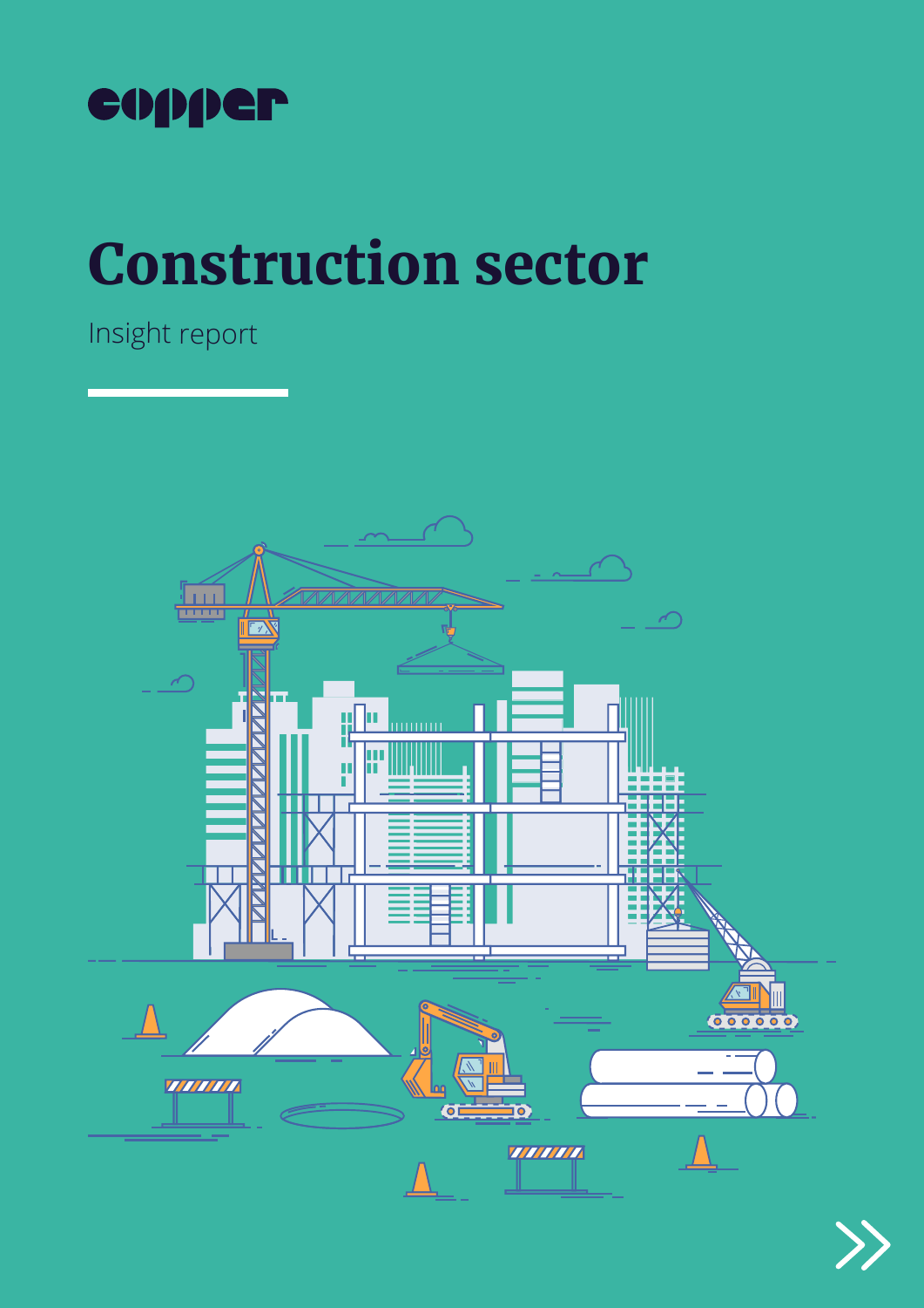copper

# Construction sector

Insight report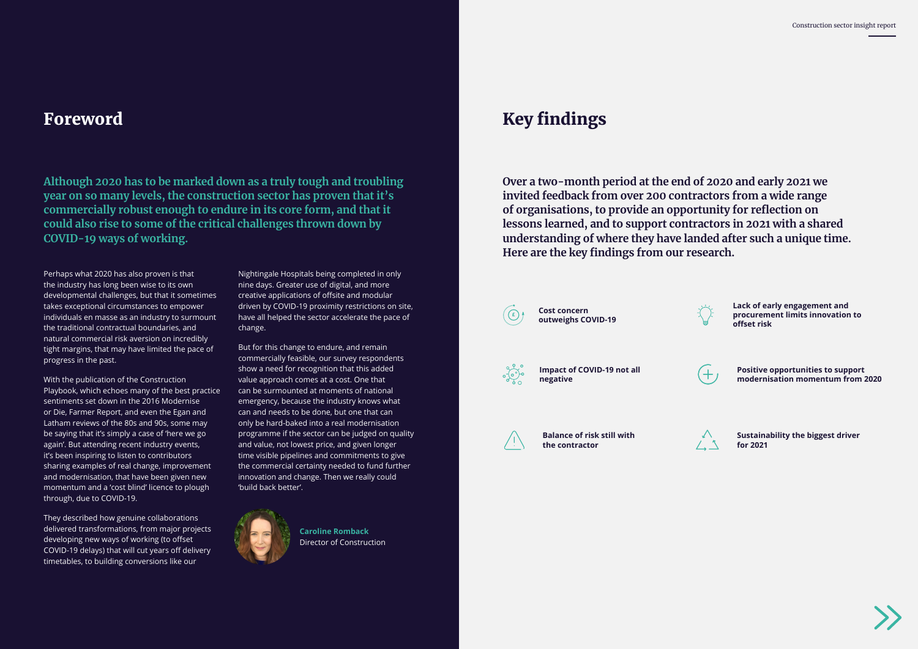# Foreword

**Although 2020 has to be marked down as a truly tough and troubling year on so many levels, the construction sector has proven that it's commercially robust enough to endure in its core form, and that it could also rise to some of the critical challenges thrown down by COVID-19 ways of working.**

Perhaps what 2020 has also proven is that the industry has long been wise to its own developmental challenges, but that it sometimes takes exceptional circumstances to empower individuals en masse as an industry to surmount the traditional contractual boundaries, and natural commercial risk aversion on incredibly tight margins, that may have limited the pace of progress in the past.

With the publication of the Construction Playbook, which echoes many of the best practice sentiments set down in the 2016 Modernise or Die, Farmer Report, and even the Egan and Latham reviews of the 80s and 90s, some may be saying that it's simply a case of 'here we go again'. But attending recent industry events, it's been inspiring to listen to contributors sharing examples of real change, improvement and modernisation, that have been given new momentum and a 'cost blind' licence to plough through, due to COVID-19.

They described how genuine collaborations delivered transformations, from major projects developing new ways of working (to offset COVID-19 delays) that will cut years off delivery timetables, to building conversions like our Nightingale Hospitals being completed in only nine days. Greater use of digital, and more creative applications of offsite and modular driven by COVID-19 proximity restrictions on site, have all helped the sector accelerate the pace of change.

But for this change to endure, and remain commercially feasible, our survey respondents show a need for recognition that this added value approach comes at a cost. One that can be surmounted at moments of national emergency, because the industry knows what can and needs to be done, but one that can only be hard-baked into a real modernisation programme if the sector can be judged on quality and value, not lowest price, and given longer time visible pipelines and commitments to give the commercial certainty needed to fund further innovation and change. Then we really could 'build back better'.

**Caroline Romback**
Director of Construction

# Key findings

**Over a two-month period at the end of 2020 and early 2021 we invited feedback from over 200 contractors from a wide range of organisations, to provide an opportunity for reflection on lessons learned, and to support contractors in 2021 with a shared understanding of where they have landed after such a unique time. Here are the key findings from our research.**

- **Cost concern outweighs COVID-19**
- **Lack of early engagement and procurement limits innovation to offset risk**
- **Impact of COVID-19 not all negative**
- **Positive opportunities to support modernisation momentum from 2020**
- **Balance of risk still with the contractor**
- **Sustainability the biggest driver for 2021**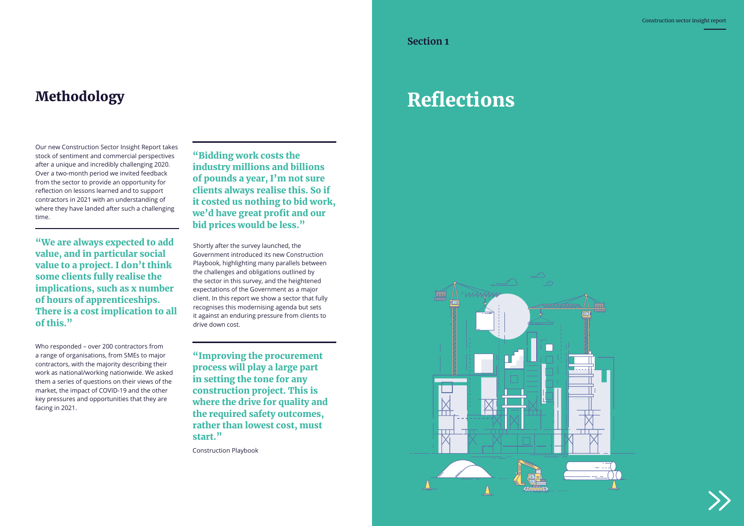## Methodology

Our new Construction Sector Insight Report takes stock of sentiment and commercial perspectives after a unique and incredibly challenging 2020. Over a two-month period we invited feedback from the sector to provide an opportunity for reflection on lessons learned and to support contractors in 2021 with an understanding of where they have landed after such a challenging time.

> **"We are always expected to add value, and in particular social value to a project. I don't think some clients fully realise the implications, such as x number of hours of apprenticeships. There is a cost implication to all of this."**

Who responded – over 200 contractors from a range of organisations, from SMEs to major contractors, with the majority describing their work as national/working nationwide. We asked them a series of questions on their views of the market, the impact of COVID-19 and the other key pressures and opportunities that they are facing in 2021.

> **"Bidding work costs the industry millions and billions of pounds a year, I'm not sure clients always realise this. So if it costed us nothing to bid work, we'd have great profit and our bid prices would be less."**

Shortly after the survey launched, the Government introduced its new Construction Playbook, highlighting many parallels between the challenges and obligations outlined by the sector in this survey, and the heightened expectations of the Government as a major client. In this report we show a sector that fully recognises this modernising agenda but sets it against an enduring pressure from clients to drive down cost.

> **"Improving the procurement process will play a large part in setting the tone for any construction project. This is where the drive for quality and the required safety outcomes, rather than lowest cost, must start."**
>
> Construction Playbook

Section 1

# Reflections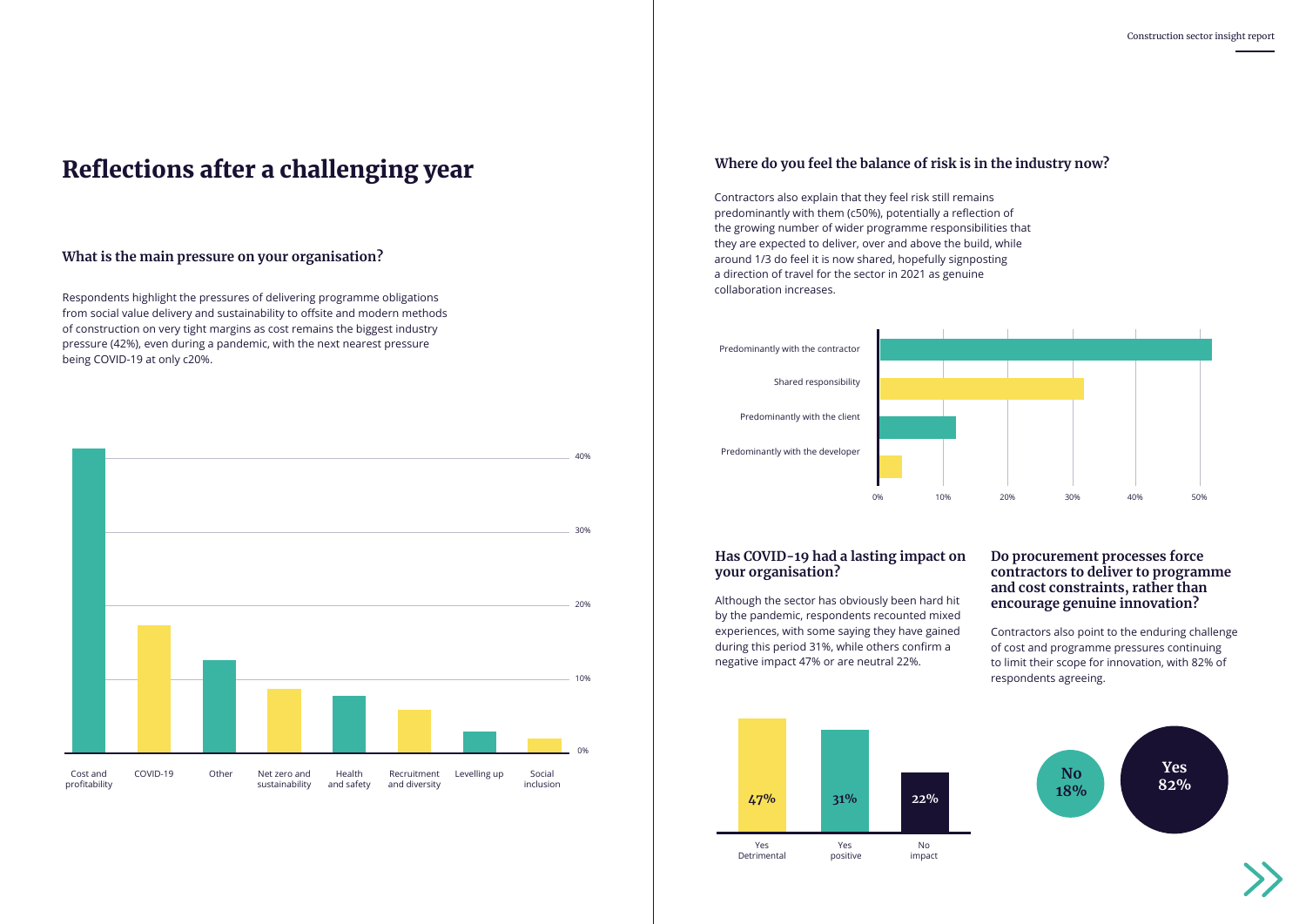# Reflections after a challenging year

## What is the main pressure on your organisation?

Respondents highlight the pressures of delivering programme obligations from social value delivery and sustainability to offsite and modern methods of construction on very tight margins as cost remains the biggest industry pressure (42%), even during a pandemic, with the next nearest pressure being COVID-19 at only c20%.

Cost and profitability | COVID-19 | Other | Net zero and sustainability | Health and safety | Recruitment and diversity | Levelling up | Social inclusion

0% | 10% | 20% | 30% | 40%

## Where do you feel the balance of risk is in the industry now?

Contractors also explain that they feel risk still remains predominantly with them (c50%), potentially a reflection of the growing number of wider programme responsibilities that they are expected to deliver, over and above the build, while around 1/3 do feel it is now shared, hopefully signposting a direction of travel for the sector in 2021 as genuine collaboration increases.

Predominantly with the contractor | Shared responsibility | Predominantly with the client | Predominantly with the developer

0% | 10% | 20% | 30% | 40% | 50%

## Has COVID-19 had a lasting impact on your organisation?

Although the sector has obviously been hard hit by the pandemic, respondents recounted mixed experiences, with some saying they have gained during this period 31%, while others confirm a negative impact 47% or are neutral 22%.

| Yes Detrimental | Yes positive | No impact |
|---|---|---|
| 47% | 31% | 22% |

## Do procurement processes force contractors to deliver to programme and cost constraints, rather than encourage genuine innovation?

Contractors also point to the enduring challenge of cost and programme pressures continuing to limit their scope for innovation, with 82% of respondents agreeing.

**No 18%**

**Yes 82%**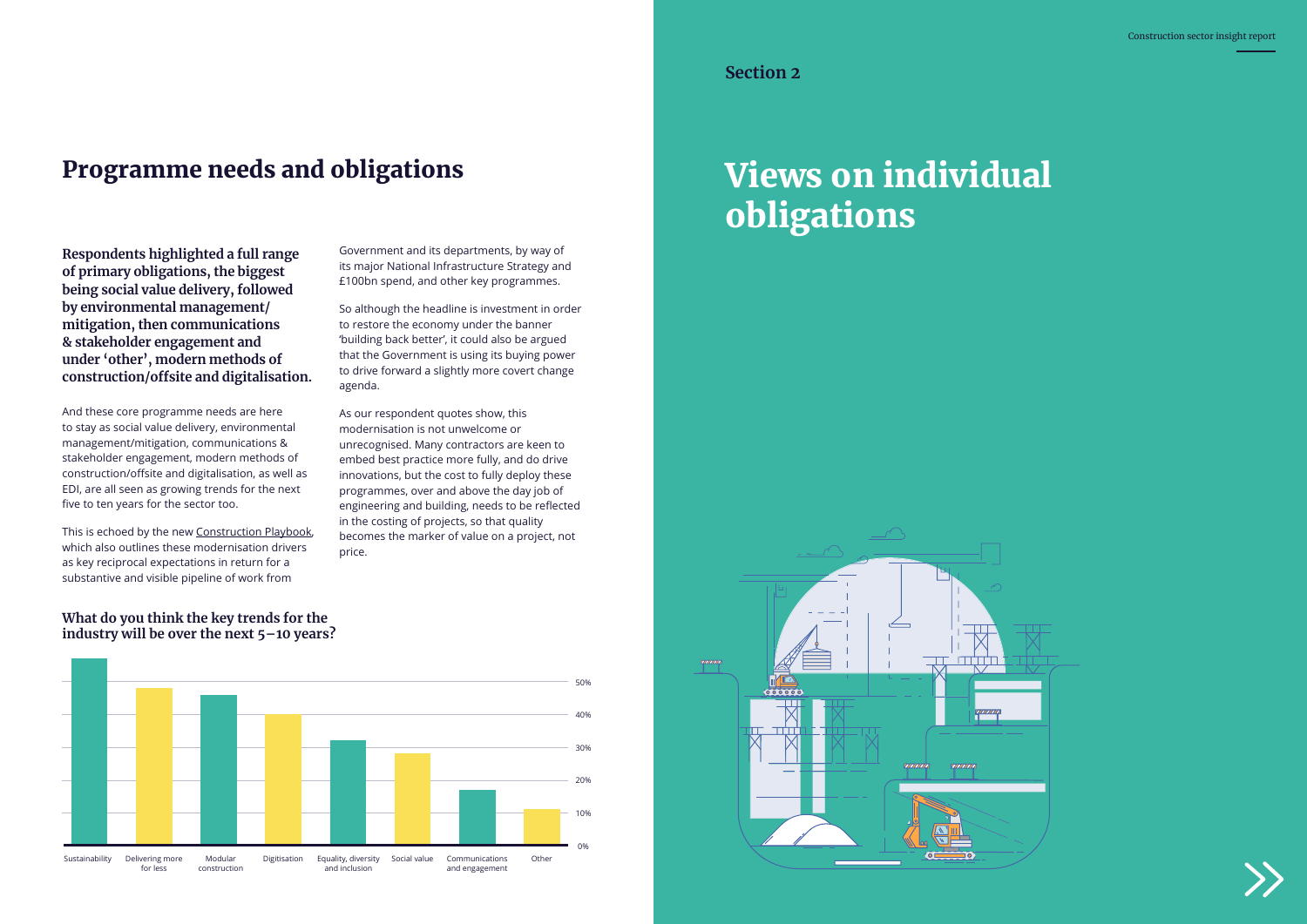# Programme needs and obligations

**Respondents highlighted a full range of primary obligations, the biggest being social value delivery, followed by environmental management/mitigation, then communications & stakeholder engagement and under 'other', modern methods of construction/offsite and digitalisation.**

And these core programme needs are here to stay as social value delivery, environmental management/mitigation, communications & stakeholder engagement, modern methods of construction/offsite and digitalisation, as well as EDI, are all seen as growing trends for the next five to ten years for the sector too.

This is echoed by the new Construction Playbook, which also outlines these modernisation drivers as key reciprocal expectations in return for a substantive and visible pipeline of work from Government and its departments, by way of its major National Infrastructure Strategy and £100bn spend, and other key programmes.

So although the headline is investment in order to restore the economy under the banner 'building back better', it could also be argued that the Government is using its buying power to drive forward a slightly more covert change agenda.

As our respondent quotes show, this modernisation is not unwelcome or unrecognised. Many contractors are keen to embed best practice more fully, and do drive innovations, but the cost to fully deploy these programmes, over and above the day job of engineering and building, needs to be reflected in the costing of projects, so that quality becomes the marker of value on a project, not price.

### What do you think the key trends for the industry will be over the next 5–10 years?

| Trend | Approx. % |
| --- | --- |
| Sustainability | ~57% |
| Delivering more for less | ~48% |
| Modular construction | ~46% |
| Digitisation | ~40% |
| Equality, diversity and inclusion | ~32% |
| Social value | ~28% |
| Communications and engagement | ~17% |
| Other | ~11% |

Section 2

# Views on individual obligations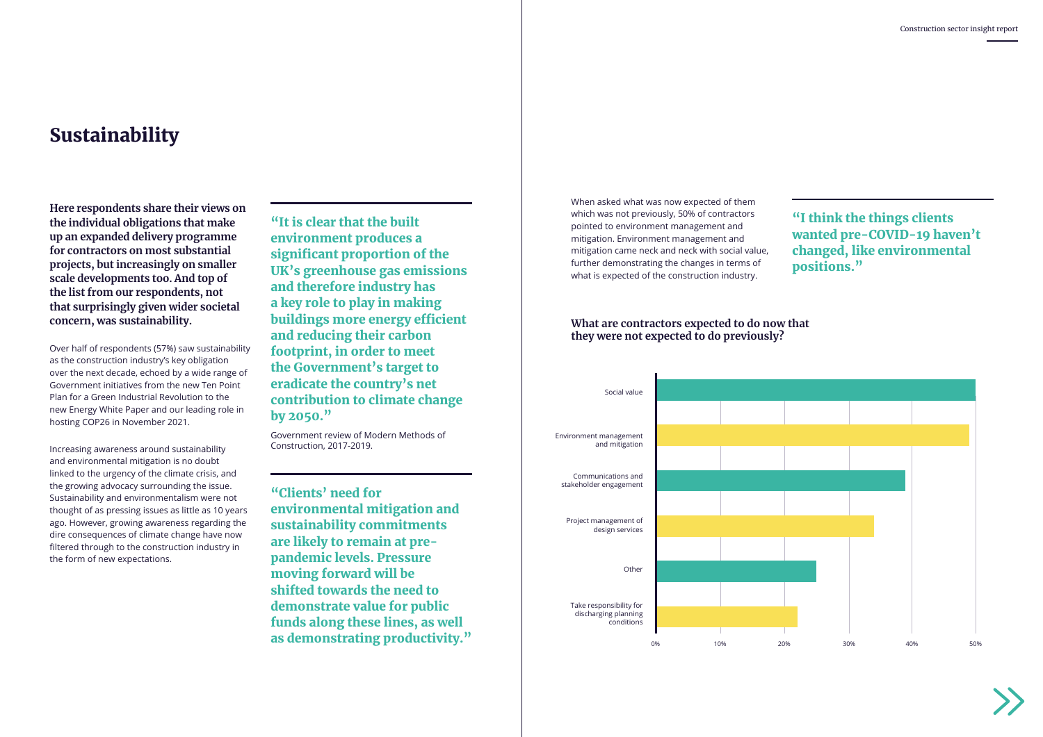# Sustainability

**Here respondents share their views on the individual obligations that make up an expanded delivery programme for contractors on most substantial projects, but increasingly on smaller scale developments too. And top of the list from our respondents, not that surprisingly given wider societal concern, was sustainability.**

Over half of respondents (57%) saw sustainability as the construction industry's key obligation over the next decade, echoed by a wide range of Government initiatives from the new Ten Point Plan for a Green Industrial Revolution to the new Energy White Paper and our leading role in hosting COP26 in November 2021.

Increasing awareness around sustainability and environmental mitigation is no doubt linked to the urgency of the climate crisis, and the growing advocacy surrounding the issue. Sustainability and environmentalism were not thought of as pressing issues as little as 10 years ago. However, growing awareness regarding the dire consequences of climate change have now filtered through to the construction industry in the form of new expectations.

> **"It is clear that the built environment produces a significant proportion of the UK's greenhouse gas emissions and therefore industry has a key role to play in making buildings more energy efficient and reducing their carbon footprint, in order to meet the Government's target to eradicate the country's net contribution to climate change by 2050."**
>
> Government review of Modern Methods of Construction, 2017-2019.

> **"Clients' need for environmental mitigation and sustainability commitments are likely to remain at pre-pandemic levels. Pressure moving forward will be shifted towards the need to demonstrate value for public funds along these lines, as well as demonstrating productivity."**

When asked what was now expected of them which was not previously, 50% of contractors pointed to environment management and mitigation. Environment management and mitigation came neck and neck with social value, further demonstrating the changes in terms of what is expected of the construction industry.

> **"I think the things clients wanted pre-COVID-19 haven't changed, like environmental positions."**

**What are contractors expected to do now that they were not expected to do previously?**

| Category | Approx. % |
|---|---|
| Social value | 50% |
| Environment management and mitigation | 49% |
| Communications and stakeholder engagement | 39% |
| Project management of design services | 34% |
| Other | 25% |
| Take responsibility for discharging planning conditions | 22% |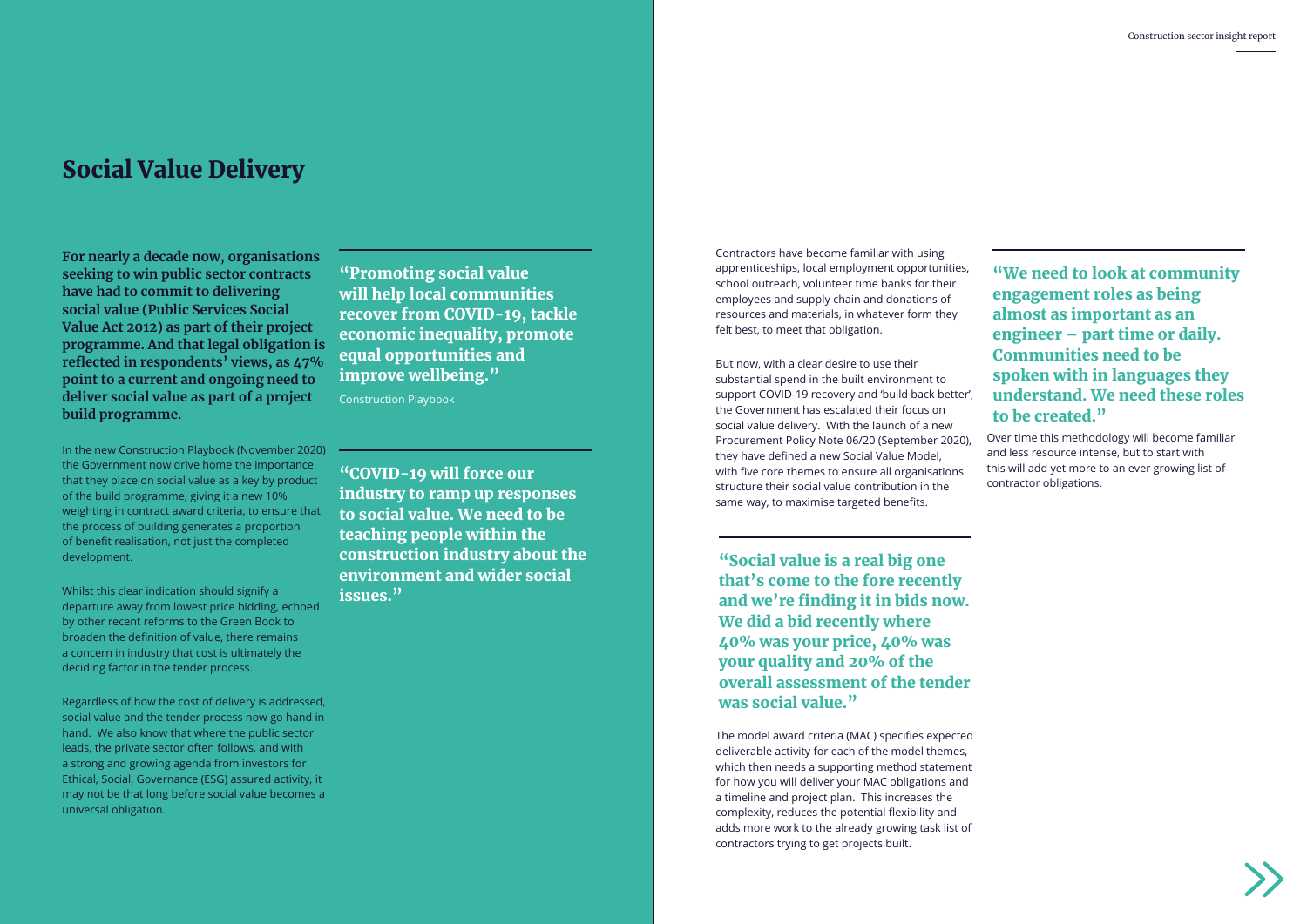# Social Value Delivery

**For nearly a decade now, organisations seeking to win public sector contracts have had to commit to delivering social value (Public Services Social Value Act 2012) as part of their project programme. And that legal obligation is reflected in respondents' views, as 47% point to a current and ongoing need to deliver social value as part of a project build programme.**

In the new Construction Playbook (November 2020) the Government now drive home the importance that they place on social value as a key by product of the build programme, giving it a new 10% weighting in contract award criteria, to ensure that the process of building generates a proportion of benefit realisation, not just the completed development.

Whilst this clear indication should signify a departure away from lowest price bidding, echoed by other recent reforms to the Green Book to broaden the definition of value, there remains a concern in industry that cost is ultimately the deciding factor in the tender process.

Regardless of how the cost of delivery is addressed, social value and the tender process now go hand in hand. We also know that where the public sector leads, the private sector often follows, and with a strong and growing agenda from investors for Ethical, Social, Governance (ESG) assured activity, it may not be that long before social value becomes a universal obligation.

> **"Promoting social value will help local communities recover from COVID-19, tackle economic inequality, promote equal opportunities and improve wellbeing."**
>
> Construction Playbook

> **"COVID-19 will force our industry to ramp up responses to social value. We need to be teaching people within the construction industry about the environment and wider social issues."**

Contractors have become familiar with using apprenticeships, local employment opportunities, school outreach, volunteer time banks for their employees and supply chain and donations of resources and materials, in whatever form they felt best, to meet that obligation.

But now, with a clear desire to use their substantial spend in the built environment to support COVID-19 recovery and 'build back better', the Government has escalated their focus on social value delivery. With the launch of a new Procurement Policy Note 06/20 (September 2020), they have defined a new Social Value Model, with five core themes to ensure all organisations structure their social value contribution in the same way, to maximise targeted benefits.

> **"Social value is a real big one that's come to the fore recently and we're finding it in bids now. We did a bid recently where 40% was your price, 40% was your quality and 20% of the overall assessment of the tender was social value."**

The model award criteria (MAC) specifies expected deliverable activity for each of the model themes, which then needs a supporting method statement for how you will deliver your MAC obligations and a timeline and project plan. This increases the complexity, reduces the potential flexibility and adds more work to the already growing task list of contractors trying to get projects built.

> **"We need to look at community engagement roles as being almost as important as an engineer – part time or daily. Communities need to be spoken with in languages they understand. We need these roles to be created."**

Over time this methodology will become familiar and less resource intense, but to start with this will add yet more to an ever growing list of contractor obligations.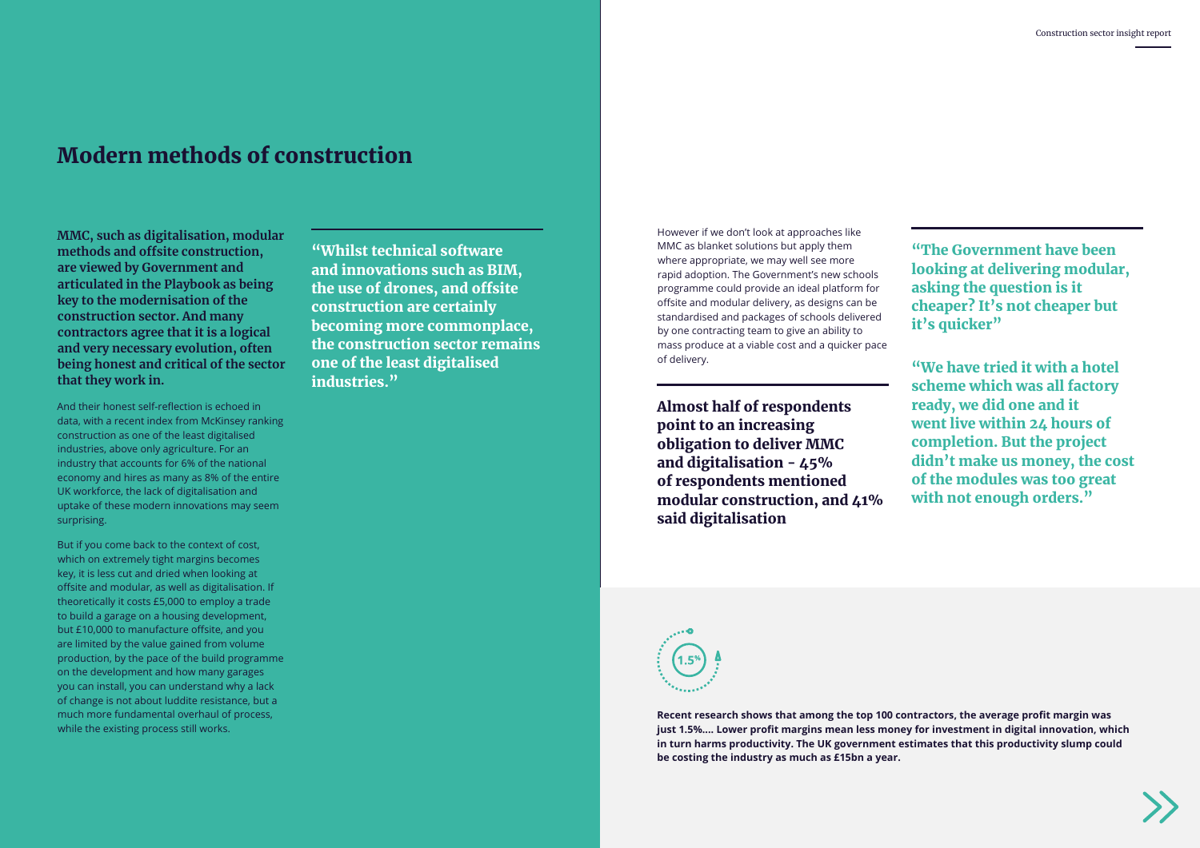# Modern methods of construction

**MMC, such as digitalisation, modular methods and offsite construction, are viewed by Government and articulated in the Playbook as being key to the modernisation of the construction sector. And many contractors agree that it is a logical and very necessary evolution, often being honest and critical of the sector that they work in.**

And their honest self-reflection is echoed in data, with a recent index from McKinsey ranking construction as one of the least digitalised industries, above only agriculture. For an industry that accounts for 6% of the national economy and hires as many as 8% of the entire UK workforce, the lack of digitalisation and uptake of these modern innovations may seem surprising.

But if you come back to the context of cost, which on extremely tight margins becomes key, it is less cut and dried when looking at offsite and modular, as well as digitalisation. If theoretically it costs £5,000 to employ a trade to build a garage on a housing development, but £10,000 to manufacture offsite, and you are limited by the value gained from volume production, by the pace of the build programme on the development and how many garages you can install, you can understand why a lack of change is not about luddite resistance, but a much more fundamental overhaul of process, while the existing process still works.

> **"Whilst technical software and innovations such as BIM, the use of drones, and offsite construction are certainly becoming more commonplace, the construction sector remains one of the least digitalised industries."**

However if we don't look at approaches like MMC as blanket solutions but apply them where appropriate, we may well see more rapid adoption. The Government's new schools programme could provide an ideal platform for offsite and modular delivery, as designs can be standardised and packages of schools delivered by one contracting team to give an ability to mass produce at a viable cost and a quicker pace of delivery.

**Almost half of respondents point to an increasing obligation to deliver MMC and digitalisation - 45% of respondents mentioned modular construction, and 41% said digitalisation**

> **"The Government have been looking at delivering modular, asking the question is it cheaper? It's not cheaper but it's quicker"**

> **"We have tried it with a hotel scheme which was all factory ready, we did one and it went live within 24 hours of completion. But the project didn't make us money, the cost of the modules was too great with not enough orders."**

1.5%

**Recent research shows that among the top 100 contractors, the average profit margin was just 1.5%.... Lower profit margins mean less money for investment in digital innovation, which in turn harms productivity. The UK government estimates that this productivity slump could be costing the industry as much as £15bn a year.**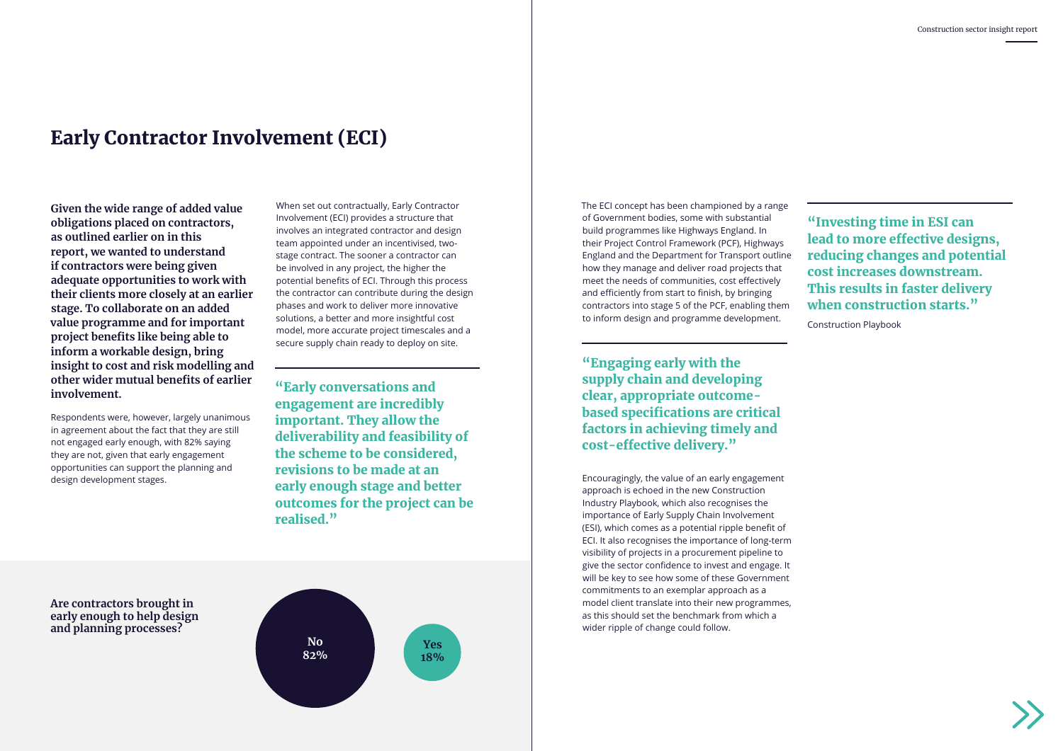# Early Contractor Involvement (ECI)

**Given the wide range of added value obligations placed on contractors, as outlined earlier on in this report, we wanted to understand if contractors were being given adequate opportunities to work with their clients more closely at an earlier stage. To collaborate on an added value programme and for important project benefits like being able to inform a workable design, bring insight to cost and risk modelling and other wider mutual benefits of earlier involvement.**

Respondents were, however, largely unanimous in agreement about the fact that they are still not engaged early enough, with 82% saying they are not, given that early engagement opportunities can support the planning and design development stages.

**Are contractors brought in early enough to help design and planning processes?**

| Answer | Percentage |
|---|---|
| No | 82% |
| Yes | 18% |

When set out contractually, Early Contractor Involvement (ECI) provides a structure that involves an integrated contractor and design team appointed under an incentivised, two-stage contract. The sooner a contractor can be involved in any project, the higher the potential benefits of ECI. Through this process the contractor can contribute during the design phases and work to deliver more innovative solutions, a better and more insightful cost model, more accurate project timescales and a secure supply chain ready to deploy on site.

> **"Early conversations and engagement are incredibly important. They allow the deliverability and feasibility of the scheme to be considered, revisions to be made at an early enough stage and better outcomes for the project can be realised."**

The ECI concept has been championed by a range of Government bodies, some with substantial build programmes like Highways England. In their Project Control Framework (PCF), Highways England and the Department for Transport outline how they manage and deliver road projects that meet the needs of communities, cost effectively and efficiently from start to finish, by bringing contractors into stage 5 of the PCF, enabling them to inform design and programme development.

> **"Engaging early with the supply chain and developing clear, appropriate outcome-based specifications are critical factors in achieving timely and cost-effective delivery."**

Encouragingly, the value of an early engagement approach is echoed in the new Construction Industry Playbook, which also recognises the importance of Early Supply Chain Involvement (ESI), which comes as a potential ripple benefit of ECI. It also recognises the importance of long-term visibility of projects in a procurement pipeline to give the sector confidence to invest and engage. It will be key to see how some of these Government commitments to an exemplar approach as a model client translate into their new programmes, as this should set the benchmark from which a wider ripple of change could follow.

> **"Investing time in ESI can lead to more effective designs, reducing changes and potential cost increases downstream. This results in faster delivery when construction starts."**
>
> Construction Playbook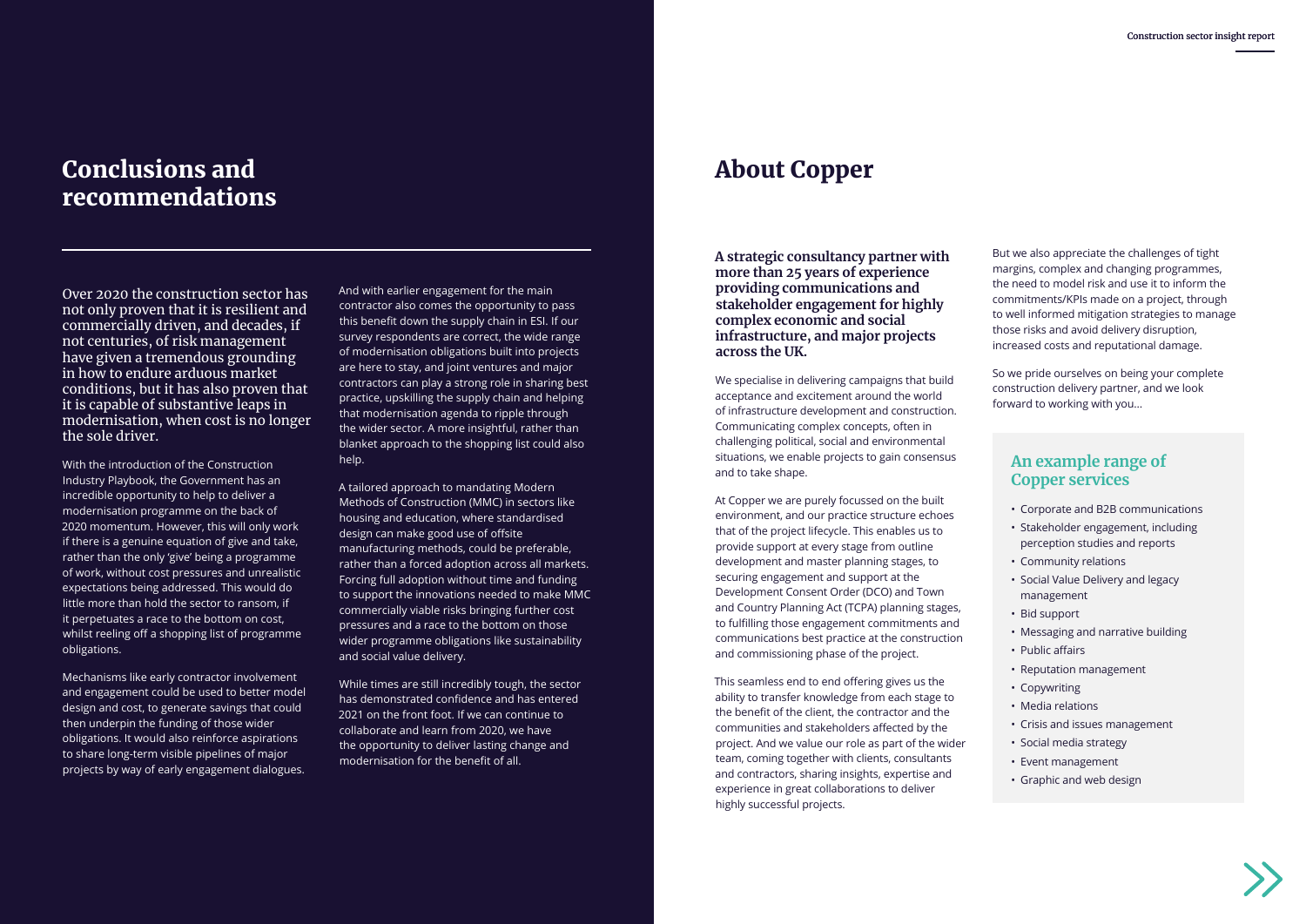## Conclusions and recommendations

Over 2020 the construction sector has not only proven that it is resilient and commercially driven, and decades, if not centuries, of risk management have given a tremendous grounding in how to endure arduous market conditions, but it has also proven that it is capable of substantive leaps in modernisation, when cost is no longer the sole driver.

With the introduction of the Construction Industry Playbook, the Government has an incredible opportunity to help to deliver a modernisation programme on the back of 2020 momentum. However, this will only work if there is a genuine equation of give and take, rather than the only 'give' being a programme of work, without cost pressures and unrealistic expectations being addressed. This would do little more than hold the sector to ransom, if it perpetuates a race to the bottom on cost, whilst reeling off a shopping list of programme obligations.

Mechanisms like early contractor involvement and engagement could be used to better model design and cost, to generate savings that could then underpin the funding of those wider obligations. It would also reinforce aspirations to share long-term visible pipelines of major projects by way of early engagement dialogues.

And with earlier engagement for the main contractor also comes the opportunity to pass this benefit down the supply chain in ESI. If our survey respondents are correct, the wide range of modernisation obligations built into projects are here to stay, and joint ventures and major contractors can play a strong role in sharing best practice, upskilling the supply chain and helping that modernisation agenda to ripple through the wider sector. A more insightful, rather than blanket approach to the shopping list could also help.

A tailored approach to mandating Modern Methods of Construction (MMC) in sectors like housing and education, where standardised design can make good use of offsite manufacturing methods, could be preferable, rather than a forced adoption across all markets. Forcing full adoption without time and funding to support the innovations needed to make MMC commercially viable risks bringing further cost pressures and a race to the bottom on those wider programme obligations like sustainability and social value delivery.

While times are still incredibly tough, the sector has demonstrated confidence and has entered 2021 on the front foot. If we can continue to collaborate and learn from 2020, we have the opportunity to deliver lasting change and modernisation for the benefit of all.

## About Copper

**A strategic consultancy partner with more than 25 years of experience providing communications and stakeholder engagement for highly complex economic and social infrastructure, and major projects across the UK.**

We specialise in delivering campaigns that build acceptance and excitement around the world of infrastructure development and construction. Communicating complex concepts, often in challenging political, social and environmental situations, we enable projects to gain consensus and to take shape.

At Copper we are purely focussed on the built environment, and our practice structure echoes that of the project lifecycle. This enables us to provide support at every stage from outline development and master planning stages, to securing engagement and support at the Development Consent Order (DCO) and Town and Country Planning Act (TCPA) planning stages, to fulfilling those engagement commitments and communications best practice at the construction and commissioning phase of the project.

This seamless end to end offering gives us the ability to transfer knowledge from each stage to the benefit of the client, the contractor and the communities and stakeholders affected by the project. And we value our role as part of the wider team, coming together with clients, consultants and contractors, sharing insights, expertise and experience in great collaborations to deliver highly successful projects.

But we also appreciate the challenges of tight margins, complex and changing programmes, the need to model risk and use it to inform the commitments/KPIs made on a project, through to well informed mitigation strategies to manage those risks and avoid delivery disruption, increased costs and reputational damage.

So we pride ourselves on being your complete construction delivery partner, and we look forward to working with you...

### An example range of Copper services

- Corporate and B2B communications
- Stakeholder engagement, including perception studies and reports
- Community relations
- Social Value Delivery and legacy management
- Bid support
- Messaging and narrative building
- Public affairs
- Reputation management
- Copywriting
- Media relations
- Crisis and issues management
- Social media strategy
- Event management
- Graphic and web design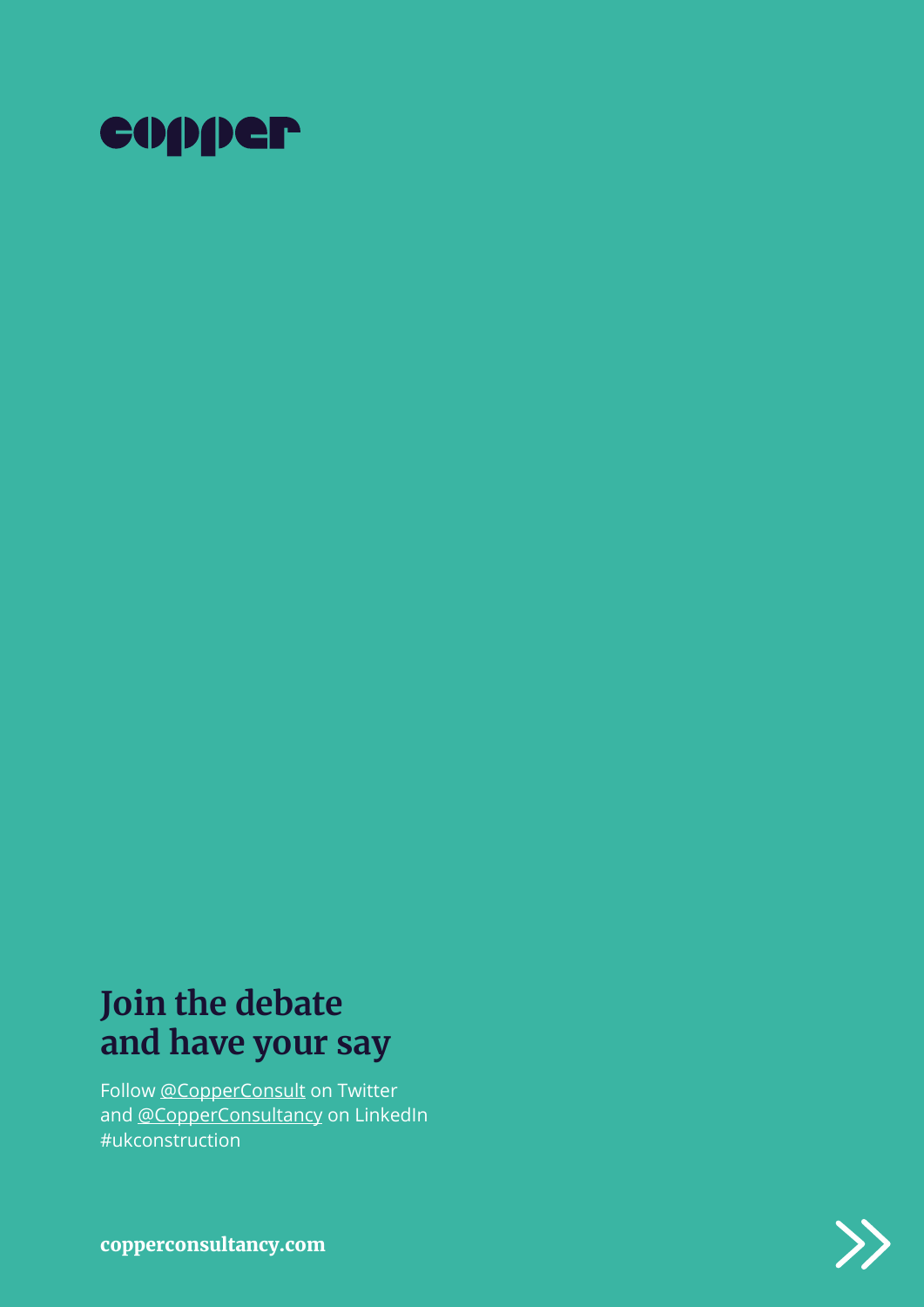copper

## Join the debate and have your say

Follow @CopperConsult on Twitter
and @CopperConsultancy on LinkedIn
#ukconstruction

**copperconsultancy.com**